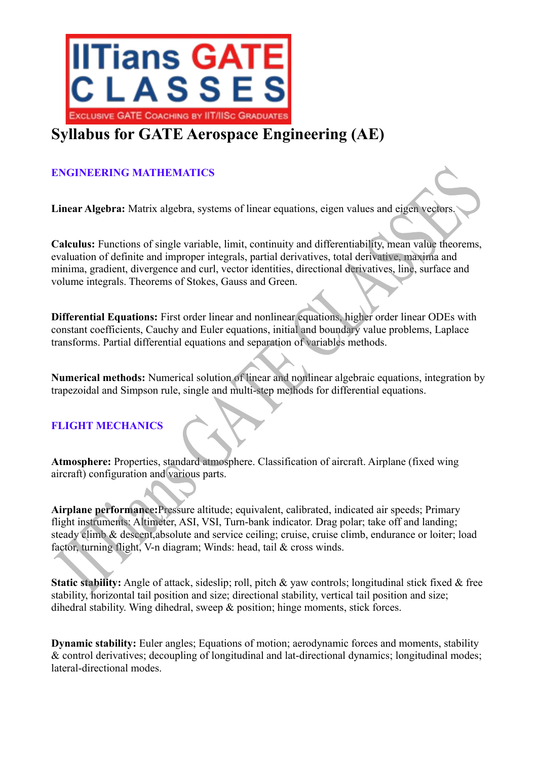# Syllabus for GATE Aerospace Engineering (AE)

## ENGINEERING MATHEMATICS

**Linear Algebra:** Matrix algebra, systems of linear equations, eigen values and eigen vectors.

**Calculus:** Functions of single variable, limit, continuity and differentiability, mean value theorems, evaluation of definite and improper integrals, partial derivatives, total derivative, maxima and minima, gradient, divergence and curl, vector identities, directional derivatives, line, surface and volume integrals. Theorems of Stokes, Gauss and Green.

**Differential Equations:** First order linear and nonlinear equations, higher order linear ODEs with constant coefficients, Cauchy and Euler equations, initial and boundary value problems, Laplace transforms. Partial differential equations and separation of variables methods.

**Numerical methods:** Numerical solution of linear and nonlinear algebraic equations, integration by trapezoidal and Simpson rule, single and multi-step methods for differential equations.

## FLIGHT MECHANICS

**Atmosphere:** Properties, standard atmosphere. Classification of aircraft. Airplane (fixed wing aircraft) configuration and various parts.

**Airplane performance:** Pressure altitude; equivalent, calibrated, indicated air speeds; Primary flight instruments: Altimeter, ASI, VSI, Turn-bank indicator. Drag polar; take off and landing; steady climb & descent, absolute and service ceiling; cruise, cruise climb, endurance or loiter; load factor, turning flight, V-n diagram; Winds: head, tail & cross winds.

**Static stability:** Angle of attack, sideslip; roll, pitch & yaw controls; longitudinal stick fixed & free stability, horizontal tail position and size; directional stability, vertical tail position and size; dihedral stability. Wing dihedral, sweep & position; hinge moments, stick forces.

**Dynamic stability:** Euler angles; Equations of motion; aerodynamic forces and moments, stability & control derivatives; decoupling of longitudinal and lat-directional dynamics; longitudinal modes; lateral-directional modes.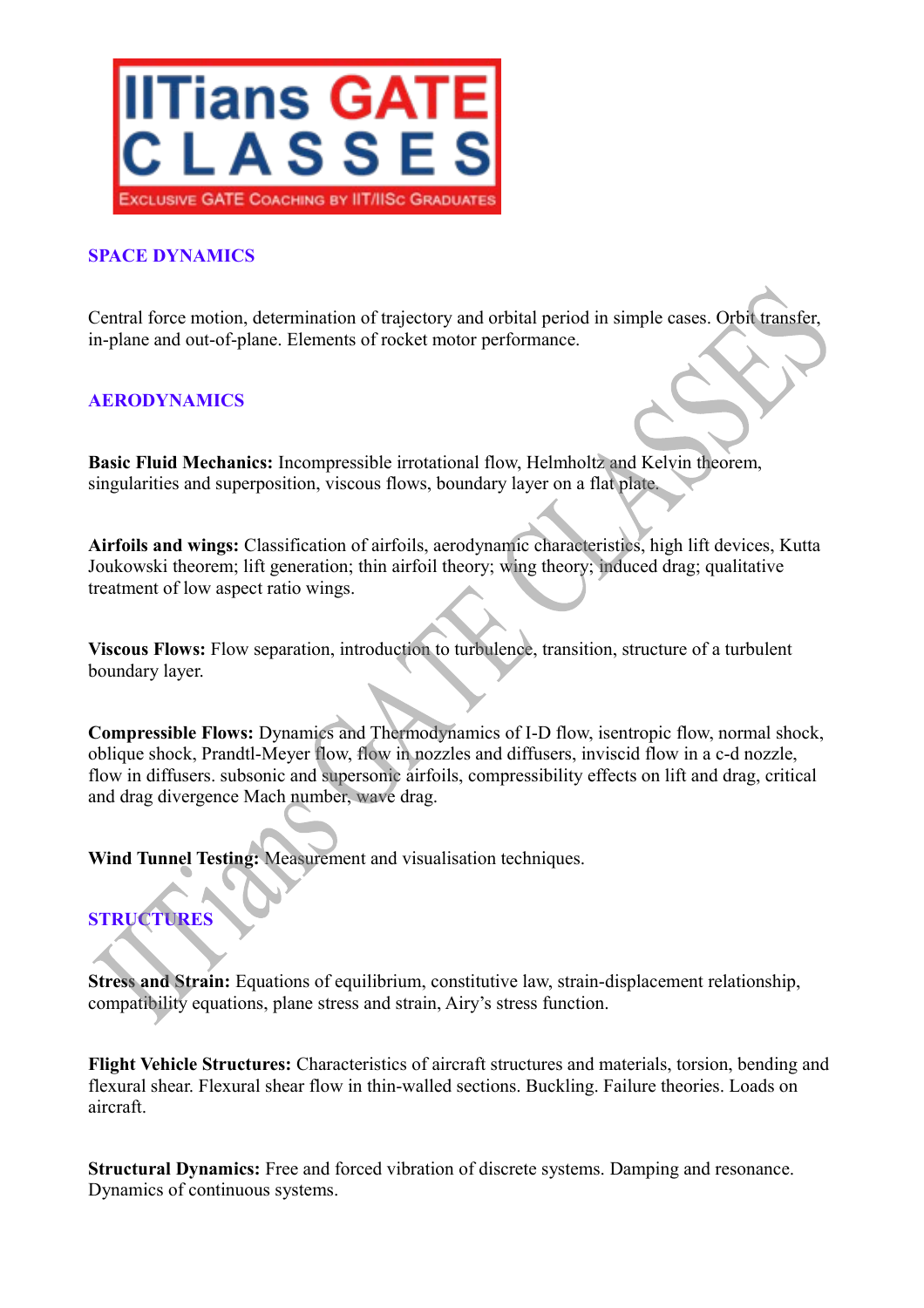## SPACE DYNAMICS

Central force motion, determination of trajectory and orbital period in simple cases. Orbit transfer, in-plane and out-of-plane. Elements of rocket motor performance.

## AERODYNAMICS

**Basic Fluid Mechanics:** Incompressible irrotational flow, Helmholtz and Kelvin theorem, singularities and superposition, viscous flows, boundary layer on a flat plate.

**Airfoils and wings:** Classification of airfoils, aerodynamic characteristics, high lift devices, Kutta Joukowski theorem; lift generation; thin airfoil theory; wing theory; induced drag; qualitative treatment of low aspect ratio wings.

**Viscous Flows:** Flow separation, introduction to turbulence, transition, structure of a turbulent boundary layer.

**Compressible Flows:** Dynamics and Thermodynamics of I-D flow, isentropic flow, normal shock, oblique shock, Prandtl-Meyer flow, flow in nozzles and diffusers, inviscid flow in a c-d nozzle, flow in diffusers. subsonic and supersonic airfoils, compressibility effects on lift and drag, critical and drag divergence Mach number, wave drag.

**Wind Tunnel Testing:** Measurement and visualisation techniques.

## STRUCTURES

**Stress and Strain:** Equations of equilibrium, constitutive law, strain-displacement relationship, compatibility equations, plane stress and strain, Airy's stress function.

**Flight Vehicle Structures:** Characteristics of aircraft structures and materials, torsion, bending and flexural shear. Flexural shear flow in thin-walled sections. Buckling. Failure theories. Loads on aircraft.

**Structural Dynamics:** Free and forced vibration of discrete systems. Damping and resonance. Dynamics of continuous systems.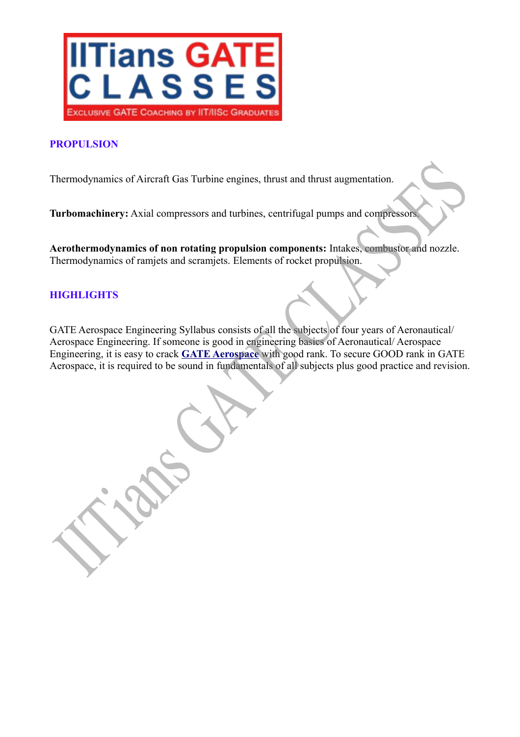## PROPULSION

Thermodynamics of Aircraft Gas Turbine engines, thrust and thrust augmentation.

**Turbomachinery:** Axial compressors and turbines, centrifugal pumps and compressors.

**Aerothermodynamics of non rotating propulsion components:** Intakes, combustor and nozzle. Thermodynamics of ramjets and scramjets. Elements of rocket propulsion.

## HIGHLIGHTS

GATE Aerospace Engineering Syllabus consists of all the subjects of four years of Aeronautical/ Aerospace Engineering. If someone is good in engineering basics of Aeronautical/ Aerospace Engineering, it is easy to crack **GATE Aerospace** with good rank. To secure GOOD rank in GATE Aerospace, it is required to be sound in fundamentals of all subjects plus good practice and revision.